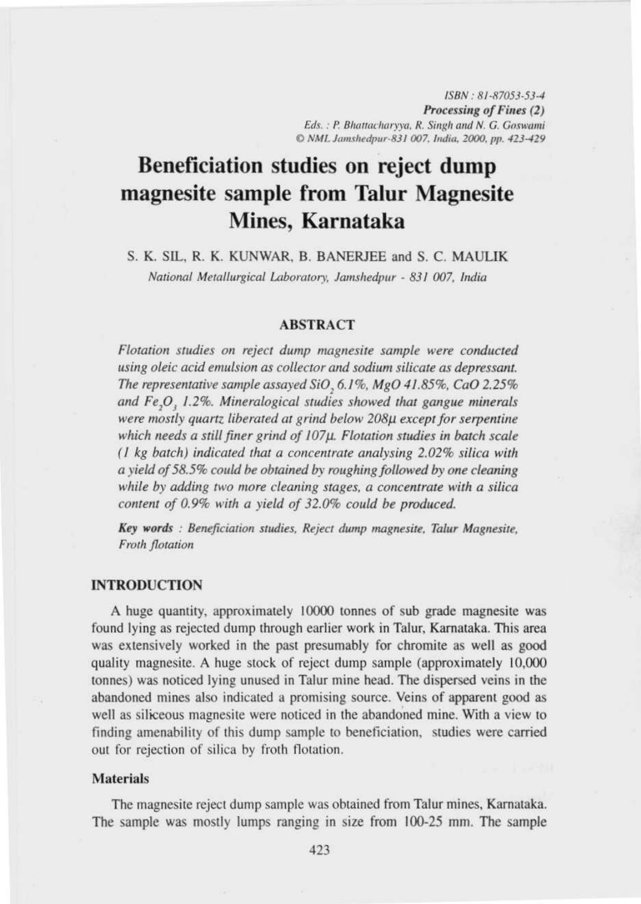ISBN : 81-87053-53-4
*Processing of Fines (2)*
Eds. : P. Bhattacharyya, R. Singh and N. G. Goswami
© NML Jamshedpur-831 007, India, 2000, pp. 423-429

# Beneficiation studies on reject dump magnesite sample from Talur Magnesite Mines, Karnataka

S. K. SIL, R. K. KUNWAR, B. BANERJEE and S. C. MAULIK

*National Metallurgical Laboratory, Jamshedpur - 831 007, India*

## ABSTRACT

*Flotation studies on reject dump magnesite sample were conducted using oleic acid emulsion as collector and sodium silicate as depressant. The representative sample assayed $SiO_2$ 6.1%, MgO 41.85%, CaO 2.25% and $Fe_2O_3$ 1.2%. Mineralogical studies showed that gangue minerals were mostly quartz liberated at grind below 208μ except for serpentine which needs a still finer grind of 107μ. Flotation studies in batch scale (1 kg batch) indicated that a concentrate analysing 2.02% silica with a yield of 58.5% could be obtained by roughing followed by one cleaning while by adding two more cleaning stages, a concentrate with a silica content of 0.9% with a yield of 32.0% could be produced.*

**Key words** : *Beneficiation studies, Reject dump magnesite, Talur Magnesite, Froth flotation*

## INTRODUCTION

A huge quantity, approximately 10000 tonnes of sub grade magnesite was found lying as rejected dump through earlier work in Talur, Karnataka. This area was extensively worked in the past presumably for chromite as well as good quality magnesite. A huge stock of reject dump sample (approximately 10,000 tonnes) was noticed lying unused in Talur mine head. The dispersed veins in the abandoned mines also indicated a promising source. Veins of apparent good as well as siliceous magnesite were noticed in the abandoned mine. With a view to finding amenability of this dump sample to beneficiation, studies were carried out for rejection of silica by froth flotation.

### Materials

The magnesite reject dump sample was obtained from Talur mines, Karnataka. The sample was mostly lumps ranging in size from 100-25 mm. The sample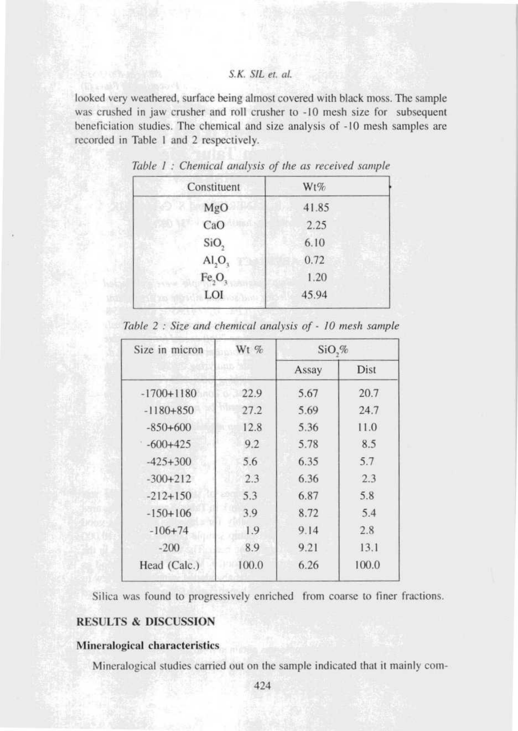looked very weathered, surface being almost covered with black moss. The sample was crushed in jaw crusher and roll crusher to -10 mesh size for subsequent beneficiation studies. The chemical and size analysis of -10 mesh samples are recorded in Table 1 and 2 respectively.

*Table 1 : Chemical analysis of the as received sample*

| Constituent | Wt% |
|---|---|
| $MgO$ | 41.85 |
| $CaO$ | 2.25 |
| $SiO_2$ | 6.10 |
| $Al_2O_3$ | 0.72 |
| $Fe_2O_3$ | 1.20 |
| LOI | 45.94 |

*Table 2 : Size and chemical analysis of - 10 mesh sample*

| Size in micron | Wt % | $SiO_2$% | |
|---|---|---|---|
| | | Assay | Dist |
| -1700+1180 | 22.9 | 5.67 | 20.7 |
| -1180+850 | 27.2 | 5.69 | 24.7 |
| -850+600 | 12.8 | 5.36 | 11.0 |
| -600+425 | 9.2 | 5.78 | 8.5 |
| -425+300 | 5.6 | 6.35 | 5.7 |
| -300+212 | 2.3 | 6.36 | 2.3 |
| -212+150 | 5.3 | 6.87 | 5.8 |
| -150+106 | 3.9 | 8.72 | 5.4 |
| -106+74 | 1.9 | 9.14 | 2.8 |
| -200 | 8.9 | 9.21 | 13.1 |
| Head (Calc.) | 100.0 | 6.26 | 100.0 |

Silica was found to progressively enriched from coarse to finer fractions.

## RESULTS & DISCUSSION

### Mineralogical characteristics

Mineralogical studies carried out on the sample indicated that it mainly com-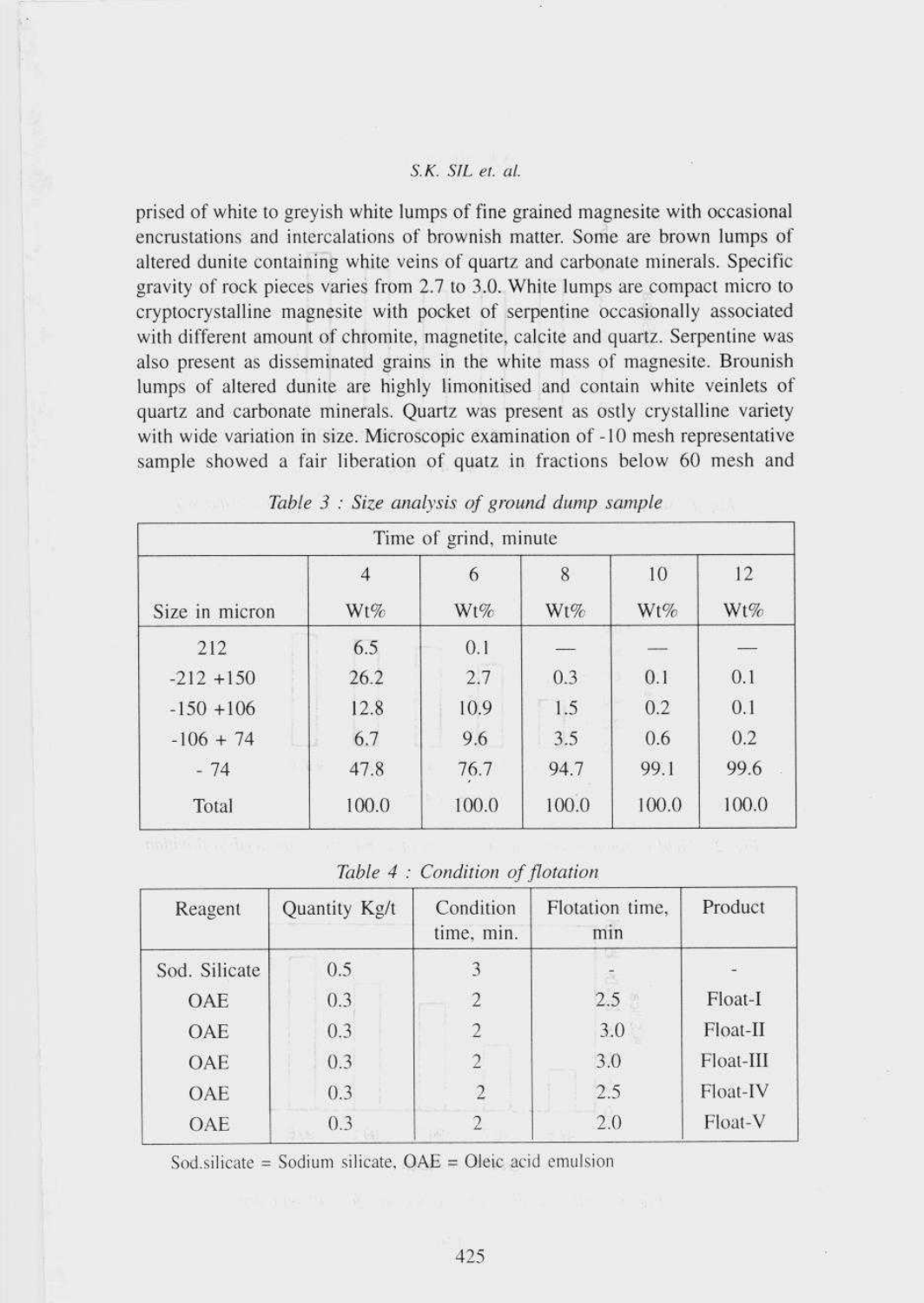prised of white to greyish white lumps of fine grained magnesite with occasional encrustations and intercalations of brownish matter. Some are brown lumps of altered dunite containing white veins of quartz and carbonate minerals. Specific gravity of rock pieces varies from 2.7 to 3.0. White lumps are compact micro to cryptocrystalline magnesite with pocket of serpentine occasionally associated with different amount of chromite, magnetite, calcite and quartz. Serpentine was also present as disseminated grains in the white mass of magnesite. Brounish lumps of altered dunite are highly limonitised and contain white veinlets of quartz and carbonate minerals. Quartz was present as ostly crystalline variety with wide variation in size. Microscopic examination of -10 mesh representative sample showed a fair liberation of quatz in fractions below 60 mesh and

*Table 3 : Size analysis of ground dump sample*

| | Time of grind, minute | | | | |
|---|---|---|---|---|---|
| | 4 | 6 | 8 | 10 | 12 |
| Size in micron | Wt% | Wt% | Wt% | Wt% | Wt% |
| 212 | 6.5 | 0.1 | — | — | — |
| -212 +150 | 26.2 | 2.7 | 0.3 | 0.1 | 0.1 |
| -150 +106 | 12.8 | 10.9 | 1.5 | 0.2 | 0.1 |
| -106 + 74 | 6.7 | 9.6 | 3.5 | 0.6 | 0.2 |
| - 74 | 47.8 | 76.7 | 94.7 | 99.1 | 99.6 |
| Total | 100.0 | 100.0 | 100.0 | 100.0 | 100.0 |

*Table 4 : Condition of flotation*

| Reagent | Quantity Kg/t | Condition time, min. | Flotation time, min | Product |
|---|---|---|---|---|
| Sod. Silicate | 0.5 | 3 | - | - |
| OAE | 0.3 | 2 | 2.5 | Float-I |
| OAE | 0.3 | 2 | 3.0 | Float-II |
| OAE | 0.3 | 2 | 3.0 | Float-III |
| OAE | 0.3 | 2 | 2.5 | Float-IV |
| OAE | 0.3 | 2 | 2.0 | Float-V |

Sod.silicate = Sodium silicate, OAE = Oleic acid emulsion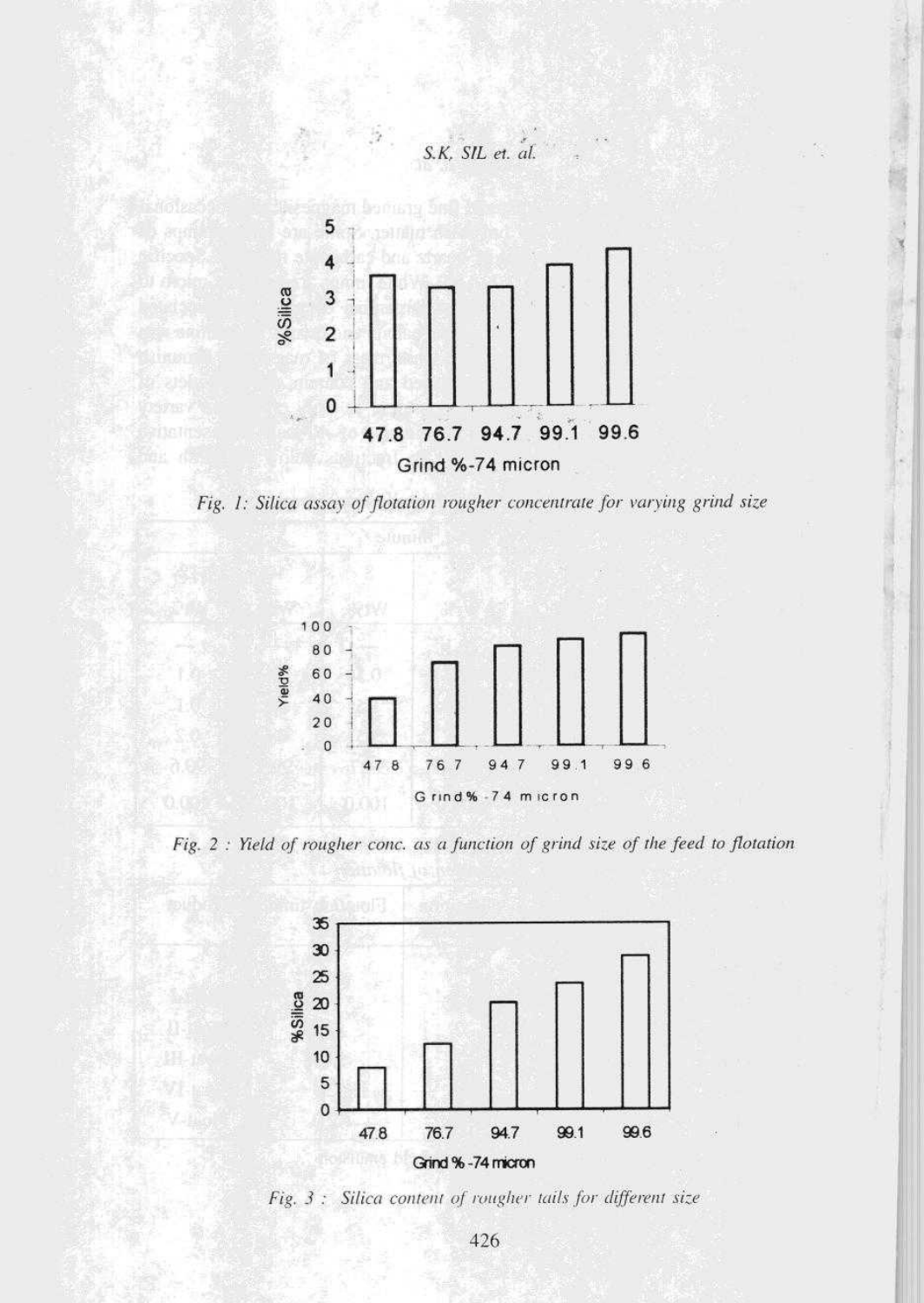Fig. 1: Silica assay of flotation rougher concentrate for varying grind size

Fig. 2 : Yield of rougher conc. as a function of grind size of the feed to flotation

Fig. 3 : Silica content of rougher tails for different size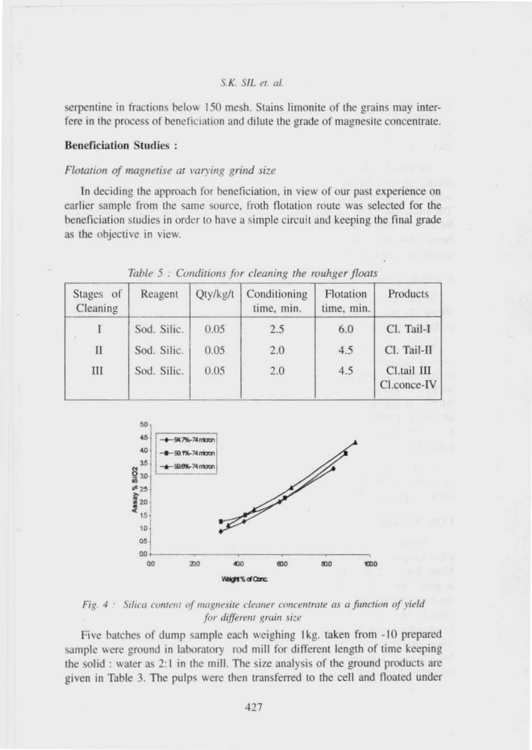serpentine in fractions below 150 mesh. Stains limonite of the grains may interfere in the process of beneficiation and dilute the grade of magnesite concentrate.

**Beneficiation Studies :**

*Flotation of magnetise at varying grind size*

In deciding the approach for beneficiation, in view of our past experience on earlier sample from the same source, froth flotation route was selected for the beneficiation studies in order to have a simple circuit and keeping the final grade as the objective in view.

*Table 5 : Conditions for cleaning the rouhger floats*

| Stages of Cleaning | Reagent | Qty/kg/t | Conditioning time, min. | Flotation time, min. | Products |
|---|---|---|---|---|---|
| I | Sod. Silic. | 0.05 | 2.5 | 6.0 | Cl. Tail-I |
| II | Sod. Silic. | 0.05 | 2.0 | 4.5 | Cl. Tail-II |
| III | Sod. Silic. | 0.05 | 2.0 | 4.5 | Cl.tail III Cl.conce-IV |

*Fig. 4 : Silica content of magnesite cleaner concentrate as a function of yield for different grain size*

Five batches of dump sample each weighing 1kg. taken from -10 prepared sample were ground in laboratory rod mill for different length of time keeping the solid : water as 2:1 in the mill. The size analysis of the ground products are given in Table 3. The pulps were then transferred to the cell and floated under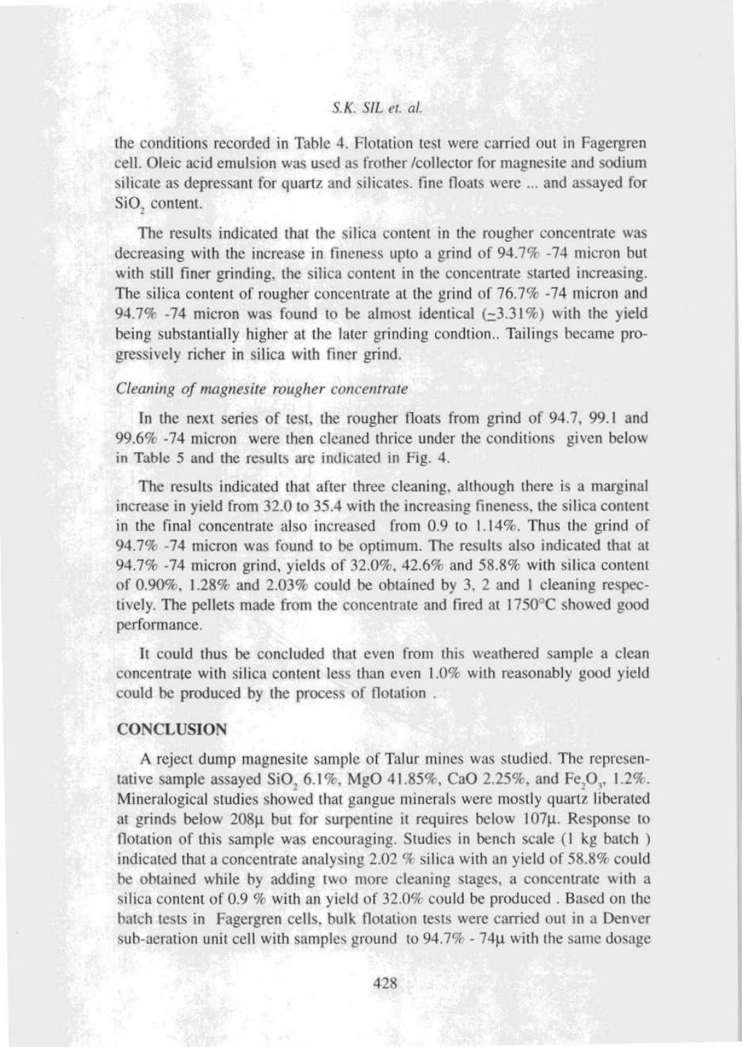the conditions recorded in Table 4. Flotation test were carried out in Fagergren cell. Oleic acid emulsion was used as frother /collector for magnesite and sodium silicate as depressant for quartz and silicates. fine floats were ... and assayed for $SiO_2$ content.

The results indicated that the silica content in the rougher concentrate was decreasing with the increase in fineness upto a grind of 94.7% -74 micron but with still finer grinding, the silica content in the concentrate started increasing. The silica content of rougher concentrate at the grind of 76.7% -74 micron and 94.7% -74 micron was found to be almost identical (~3.31%) with the yield being substantially higher at the later grinding condtion.. Tailings became progressively richer in silica with finer grind.

*Cleaning of magnesite rougher concentrate*

In the next series of test, the rougher floats from grind of 94.7, 99.1 and 99.6% -74 micron were then cleaned thrice under the conditions given below in Table 5 and the results are indicated in Fig. 4.

The results indicated that after three cleaning, although there is a marginal increase in yield from 32.0 to 35.4 with the increasing fineness, the silica content in the final concentrate also increased from 0.9 to 1.14%. Thus the grind of 94.7% -74 micron was found to be optimum. The results also indicated that at 94.7% -74 micron grind, yields of 32.0%, 42.6% and 58.8% with silica content of 0.90%, 1.28% and 2.03% could be obtained by 3, 2 and 1 cleaning respectively. The pellets made from the concentrate and fired at 1750°C showed good performance.

It could thus be concluded that even from this weathered sample a clean concentrate with silica content less than even 1.0% with reasonably good yield could be produced by the process of flotation .

## CONCLUSION

A reject dump magnesite sample of Talur mines was studied. The representative sample assayed $SiO_2$ 6.1%, MgO 41.85%, CaO 2.25%, and $Fe_2O_3$, 1.2%. Mineralogical studies showed that gangue minerals were mostly quartz liberated at grinds below 208µ but for surpentine it requires below 107µ. Response to flotation of this sample was encouraging. Studies in bench scale (1 kg batch ) indicated that a concentrate analysing 2.02 % silica with an yield of 58.8% could be obtained while by adding two more cleaning stages, a concentrate with a silica content of 0.9 % with an yield of 32.0% could be produced . Based on the batch tests in Fagergren cells, bulk flotation tests were carried out in a Denver sub-aeration unit cell with samples ground to 94.7% - 74µ with the same dosage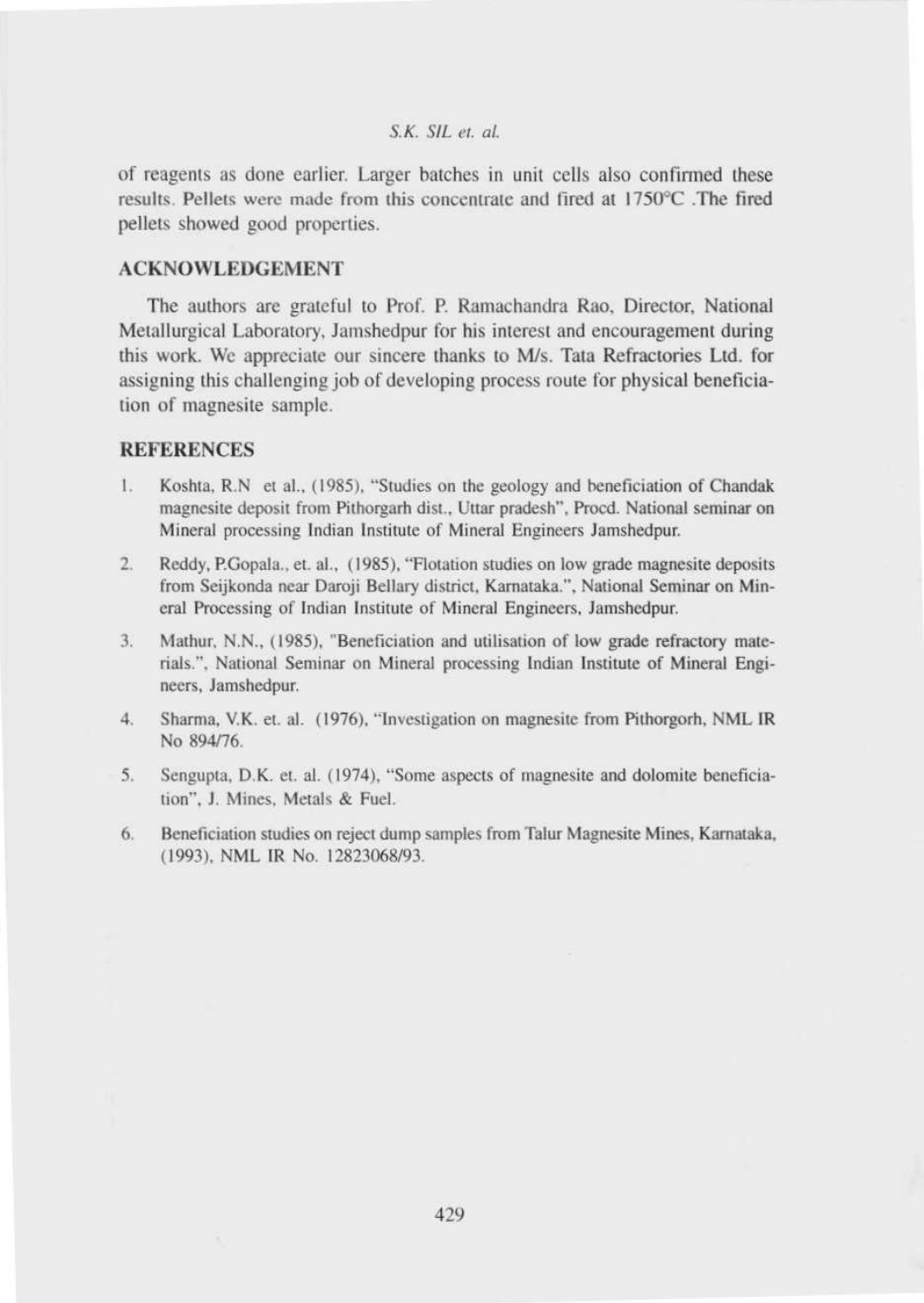of reagents as done earlier. Larger batches in unit cells also confirmed these results. Pellets were made from this concentrate and fired at 1750°C .The fired pellets showed good properties.

## ACKNOWLEDGEMENT

The authors are grateful to Prof. P. Ramachandra Rao, Director, National Metallurgical Laboratory, Jamshedpur for his interest and encouragement during this work. We appreciate our sincere thanks to M/s. Tata Refractories Ltd. for assigning this challenging job of developing process route for physical beneficiation of magnesite sample.

## REFERENCES

1. Koshta, R.N et al., (1985), "Studies on the geology and beneficiation of Chandak magnesite deposit from Pithorgarh dist., Uttar pradesh", Procd. National seminar on Mineral processing Indian Institute of Mineral Engineers Jamshedpur.
2. Reddy, P.Gopala., et. al., (1985), "Flotation studies on low grade magnesite deposits from Seijkonda near Daroji Bellary district, Karnataka.", National Seminar on Mineral Processing of Indian Institute of Mineral Engineers, Jamshedpur.
3. Mathur, N.N., (1985), "Beneficiation and utilisation of low grade refractory materials.", National Seminar on Mineral processing Indian Institute of Mineral Engineers, Jamshedpur.
4. Sharma, V.K. et. al. (1976), "Investigation on magnesite from Pithorgorh, NML IR No 894/76.
5. Sengupta, D.K. et. al. (1974), "Some aspects of magnesite and dolomite beneficiation", J. Mines, Metals & Fuel.
6. Beneficiation studies on reject dump samples from Talur Magnesite Mines, Karnataka, (1993), NML IR No. 12823068/93.